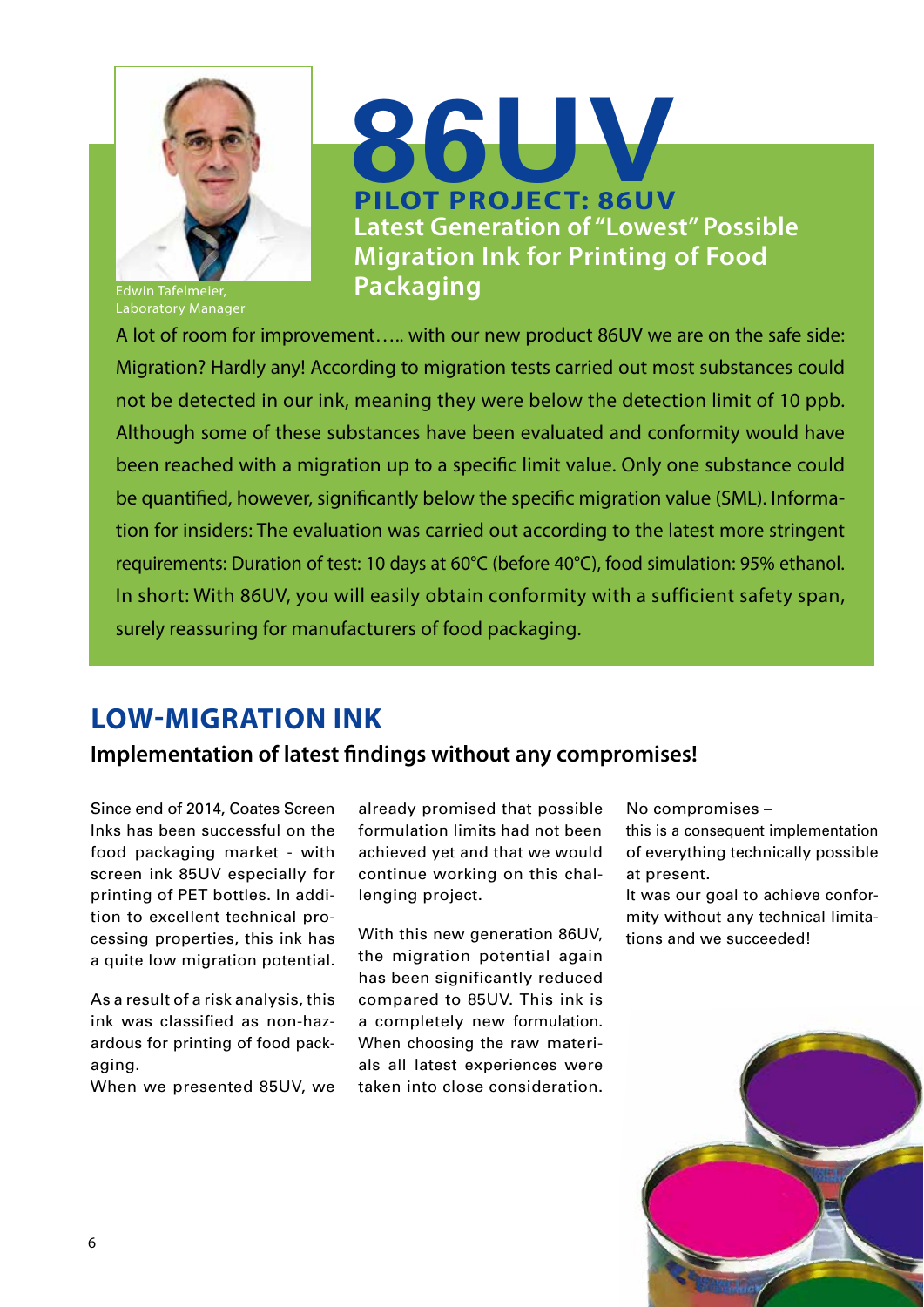Edwin Tafelmeier, Laboratory Manager

# 86UV

## PILOT PROJECT: 86UV

### Latest Generation of "Lowest" Possible Migration Ink for Printing of Food Packaging

A lot of room for improvement….. with our new product 86UV we are on the safe side: Migration? Hardly any! According to migration tests carried out most substances could not be detected in our ink, meaning they were below the detection limit of 10 ppb. Although some of these substances have been evaluated and conformity would have been reached with a migration up to a specific limit value. Only one substance could be quantified, however, significantly below the specific migration value (SML). Information for insiders: The evaluation was carried out according to the latest more stringent requirements: Duration of test: 10 days at 60°C (before 40°C), food simulation: 95% ethanol. In short: With 86UV, you will easily obtain conformity with a sufficient safety span, surely reassuring for manufacturers of food packaging.

## LOW-MIGRATION INK

### Implementation of latest findings without any compromises!

Since end of 2014, Coates Screen Inks has been successful on the food packaging market - with screen ink 85UV especially for printing of PET bottles. In addition to excellent technical processing properties, this ink has a quite low migration potential.

As a result of a risk analysis, this ink was classified as non-hazardous for printing of food packaging.

When we presented 85UV, we already promised that possible formulation limits had not been achieved yet and that we would continue working on this challenging project.

With this new generation 86UV, the migration potential again has been significantly reduced compared to 85UV. This ink is a completely new formulation. When choosing the raw materials all latest experiences were taken into close consideration.

No compromises –
this is a consequent implementation of everything technically possible at present.

It was our goal to achieve conformity without any technical limitations and we succeeded!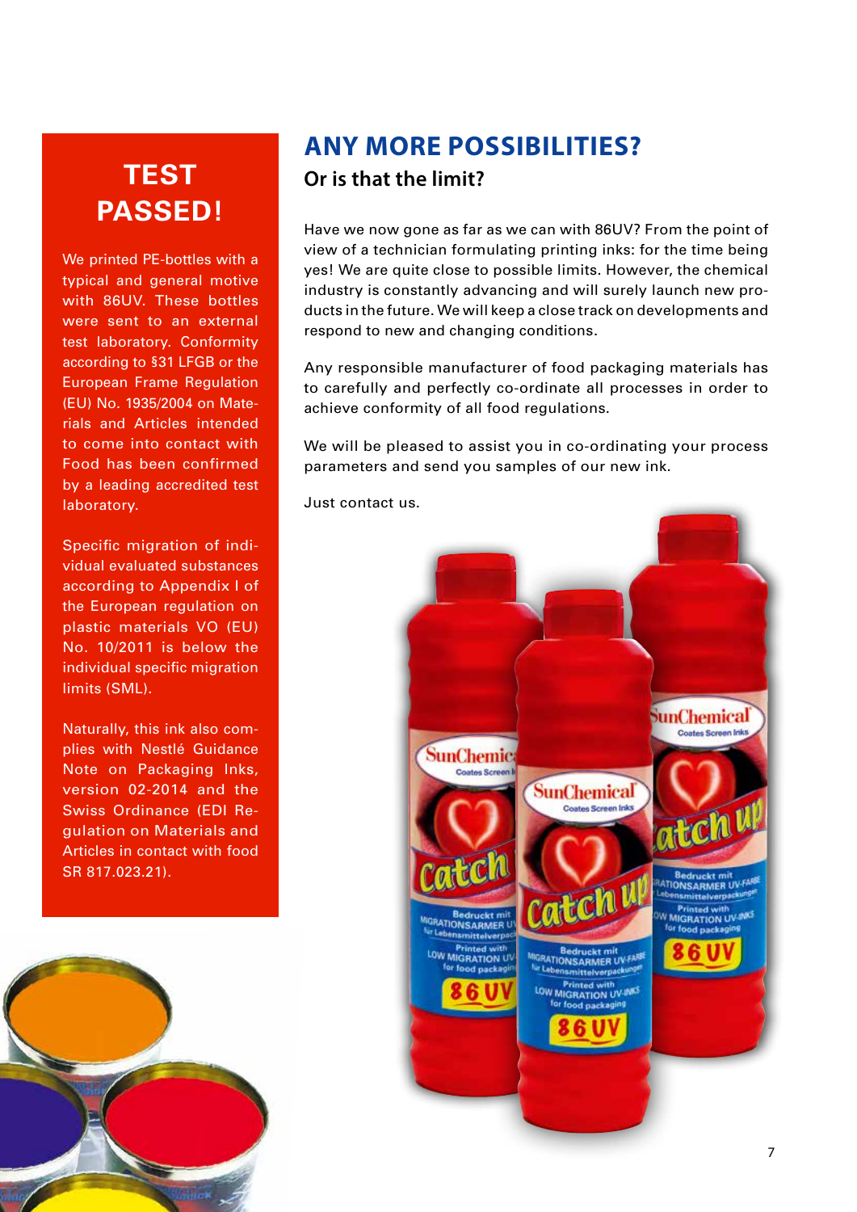## TEST PASSED!

We printed PE-bottles with a typical and general motive with 86UV. These bottles were sent to an external test laboratory. Conformity according to §31 LFGB or the European Frame Regulation (EU) No. 1935/2004 on Materials and Articles intended to come into contact with Food has been confirmed by a leading accredited test laboratory.

Specific migration of individual evaluated substances according to Appendix I of the European regulation on plastic materials VO (EU) No. 10/2011 is below the individual specific migration limits (SML).

Naturally, this ink also complies with Nestlé Guidance Note on Packaging Inks, version 02-2014 and the Swiss Ordinance (EDI Regulation on Materials and Articles in contact with food SR 817.023.21).

# ANY MORE POSSIBILITIES?

## Or is that the limit?

Have we now gone as far as we can with 86UV? From the point of view of a technician formulating printing inks: for the time being yes! We are quite close to possible limits. However, the chemical industry is constantly advancing and will surely launch new products in the future. We will keep a close track on developments and respond to new and changing conditions.

Any responsible manufacturer of food packaging materials has to carefully and perfectly co-ordinate all processes in order to achieve conformity of all food regulations.

We will be pleased to assist you in co-ordinating your process parameters and send you samples of our new ink.

Just contact us.